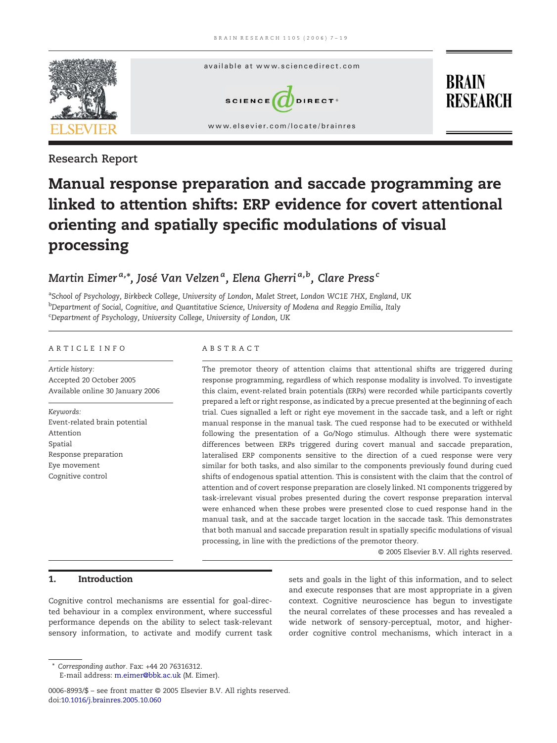Research Report

# Manual response preparation and saccade programming are linked to attention shifts: ERP evidence for covert attentional orienting and spatially specific modulations of visual processing

*Martin Eimer*[a,*], *José Van Velzen*[a], *Elena Gherri*[a,b], *Clare Press*[c]

[a]School of Psychology, Birkbeck College, University of London, Malet Street, London WC1E 7HX, England, UK
[b]Department of Social, Cognitive, and Quantitative Science, University of Modena and Reggio Emilia, Italy
[c]Department of Psychology, University College, University of London, UK

## ARTICLE INFO

*Article history:*
Accepted 20 October 2005
Available online 30 January 2006

*Keywords:*
Event-related brain potential
Attention
Spatial
Response preparation
Eye movement
Cognitive control

## ABSTRACT

The premotor theory of attention claims that attentional shifts are triggered during response programming, regardless of which response modality is involved. To investigate this claim, event-related brain potentials (ERPs) were recorded while participants covertly prepared a left or right response, as indicated by a precue presented at the beginning of each trial. Cues signalled a left or right eye movement in the saccade task, and a left or right manual response in the manual task. The cued response had to be executed or withheld following the presentation of a Go/Nogo stimulus. Although there were systematic differences between ERPs triggered during covert manual and saccade preparation, lateralised ERP components sensitive to the direction of a cued response were very similar for both tasks, and also similar to the components previously found during cued shifts of endogenous spatial attention. This is consistent with the claim that the control of attention and of covert response preparation are closely linked. N1 components triggered by task-irrelevant visual probes presented during the covert response preparation interval were enhanced when these probes were presented close to cued response hand in the manual task, and at the saccade target location in the saccade task. This demonstrates that both manual and saccade preparation result in spatially specific modulations of visual processing, in line with the predictions of the premotor theory.

© 2005 Elsevier B.V. All rights reserved.

## 1. Introduction

Cognitive control mechanisms are essential for goal-directed behaviour in a complex environment, where successful performance depends on the ability to select task-relevant sensory information, to activate and modify current task sets and goals in the light of this information, and to select and execute responses that are most appropriate in a given context. Cognitive neuroscience has begun to investigate the neural correlates of these processes and has revealed a wide network of sensory-perceptual, motor, and higher-order cognitive control mechanisms, which interact in a

\* *Corresponding author*. Fax: +44 20 76316312.
E-mail address: m.eimer@bbk.ac.uk (M. Eimer).

0006-8993/$ – see front matter © 2005 Elsevier B.V. All rights reserved.
doi:10.1016/j.brainres.2005.10.060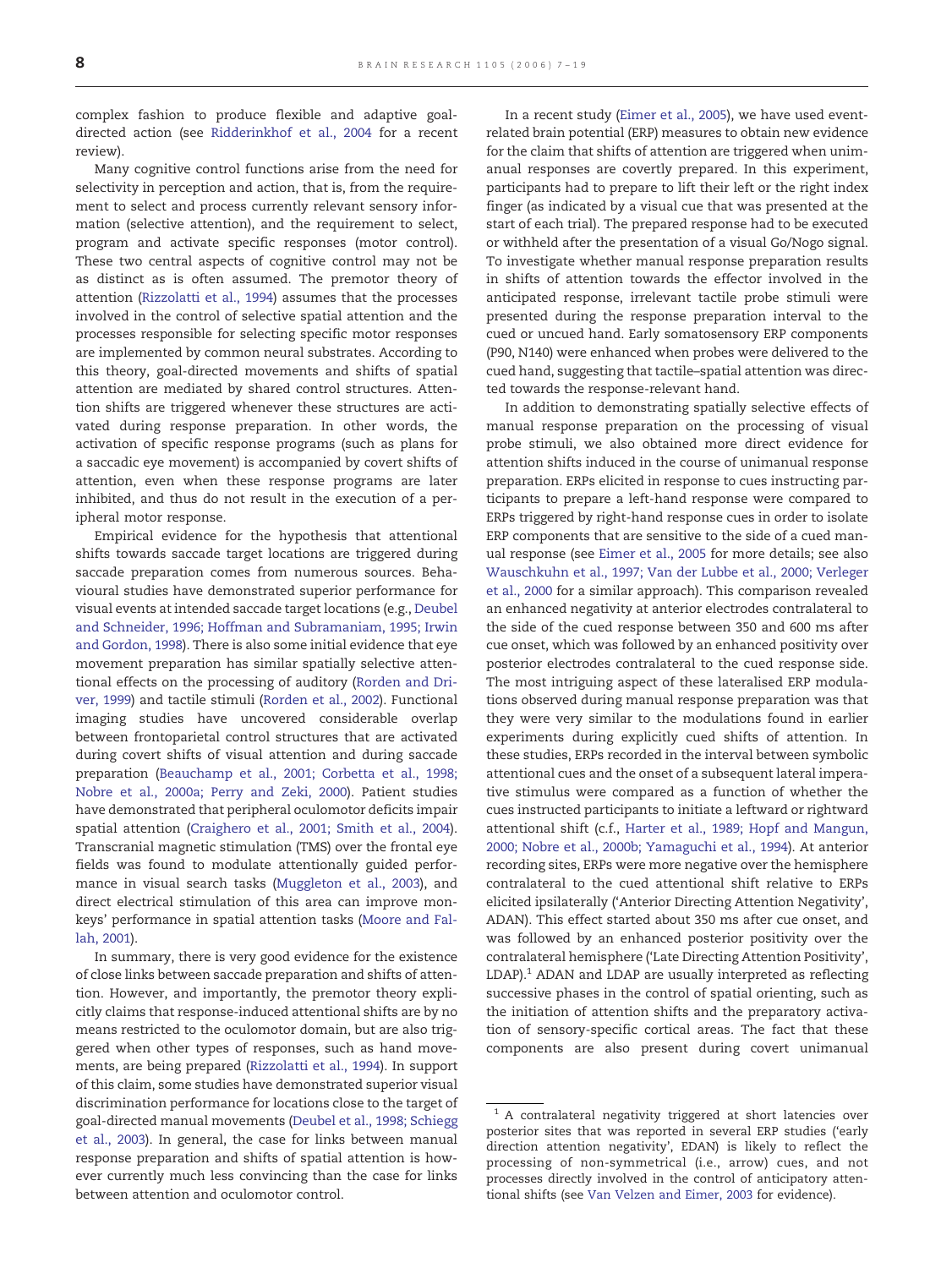complex fashion to produce flexible and adaptive goal-directed action (see Ridderinkhof et al., 2004 for a recent review).

Many cognitive control functions arise from the need for selectivity in perception and action, that is, from the requirement to select and process currently relevant sensory information (selective attention), and the requirement to select, program and activate specific responses (motor control). These two central aspects of cognitive control may not be as distinct as is often assumed. The premotor theory of attention (Rizzolatti et al., 1994) assumes that the processes involved in the control of selective spatial attention and the processes responsible for selecting specific motor responses are implemented by common neural substrates. According to this theory, goal-directed movements and shifts of spatial attention are mediated by shared control structures. Attention shifts are triggered whenever these structures are activated during response preparation. In other words, the activation of specific response programs (such as plans for a saccadic eye movement) is accompanied by covert shifts of attention, even when these response programs are later inhibited, and thus do not result in the execution of a peripheral motor response.

Empirical evidence for the hypothesis that attentional shifts towards saccade target locations are triggered during saccade preparation come from numerous sources. Behavioural studies have demonstrated superior performance for visual events at intended saccade target locations (e.g., Deubel and Schneider, 1996; Hoffman and Subramaniam, 1995; Irwin and Gordon, 1998). There is also some initial evidence that eye movement preparation has similar spatially selective attentional effects on the processing of auditory (Rorden and Driver, 1999) and tactile stimuli (Rorden et al., 2002). Functional imaging studies have uncovered considerable overlap between frontoparietal control structures that are activated during covert shifts of visual attention and during saccade preparation (Beauchamp et al., 2001; Corbetta et al., 1998; Nobre et al., 2000a; Perry and Zeki, 2000). Patient studies have demonstrated that peripheral oculomotor deficits impair spatial attention (Craighero et al., 2001; Smith et al., 2004). Transcranial magnetic stimulation (TMS) over the frontal eye fields was found to modulate attentionally guided performance in visual search tasks (Muggleton et al., 2003), and direct electrical stimulation of this area can improve monkeys' performance in spatial attention tasks (Moore and Fallah, 2001).

In summary, there is very good evidence for the existence of close links between saccade preparation and shifts of attention. However, and importantly, the premotor theory explicitly claims that response-induced attentional shifts are by no means restricted to the oculomotor domain, but are also triggered when other types of responses, such as hand movements, are being prepared (Rizzolatti et al., 1994). In support of this claim, some studies have demonstrated superior visual discrimination performance for locations close to the target of goal-directed manual movements (Deubel et al., 1998; Schiegg et al., 2003). In general, the case for links between manual response preparation and shifts of spatial attention is however currently much less convincing than the case for links between attention and oculomotor control.

In a recent study (Eimer et al., 2005), we have used event-related brain potential (ERP) measures to obtain new evidence for the claim that shifts of attention are triggered when unimanual responses are covertly prepared. In this experiment, participants had to prepare to lift their left or the right index finger (as indicated by a visual cue that was presented at the start of each trial). The prepared response had to be executed or withheld after the presentation of a visual Go/Nogo signal. To investigate whether manual response preparation results in shifts of attention towards the effector involved in the anticipated response, irrelevant tactile probe stimuli were presented during the response preparation interval to the cued or uncued hand. Early somatosensory ERP components (P90, N140) were enhanced when probes were delivered to the cued hand, suggesting that tactile–spatial attention was directed towards the response-relevant hand.

In addition to demonstrating spatially selective effects of manual response preparation on the processing of visual probe stimuli, we also obtained more direct evidence for attention shifts induced in the course of unimanual response preparation. ERPs elicited in response to cues instructing participants to prepare a left-hand response were compared to ERPs triggered by right-hand response cues in order to isolate ERP components that are sensitive to the side of a cued manual response (see Eimer et al., 2005 for more details; see also Wauschkuhn et al., 1997; Van der Lubbe et al., 2000; Verleger et al., 2000 for a similar approach). This comparison revealed an enhanced negativity at anterior electrodes contralateral to the side of the cued response between 350 and 600 ms after cue onset, which was followed by an enhanced positivity over posterior electrodes contralateral to the cued response side. The most intriguing aspect of these lateralised ERP modulations observed during manual response preparation was that they were very similar to the modulations found in earlier experiments during explicitly cued shifts of attention. In these studies, ERPs recorded in the interval between symbolic attentional cues and the onset of a subsequent lateral imperative stimulus were compared as a function of whether the cues instructed participants to initiate a leftward or rightward attentional shift (c.f., Harter et al., 1989; Hopf and Mangun, 2000; Nobre et al., 2000b; Yamaguchi et al., 1994). At anterior recording sites, ERPs were more negative over the hemisphere contralateral to the cued attentional shift relative to ERPs elicited ipsilaterally ('Anterior Directing Attention Negativity', ADAN). This effect started about 350 ms after cue onset, and was followed by an enhanced posterior positivity over the contralateral hemisphere ('Late Directing Attention Positivity', LDAP).[1] ADAN and LDAP are usually interpreted as reflecting successive phases in the control of spatial orienting, such as the initiation of attention shifts and the preparatory activation of sensory-specific cortical areas. The fact that these components are also present during covert unimanual

[1] A contralateral negativity triggered at short latencies over posterior sites that was reported in several ERP studies ('early direction attention negativity', EDAN) is likely to reflect the processing of non-symmetrical (i.e., arrow) cues, and not processes directly involved in the control of anticipatory attentional shifts (see Van Velzen and Eimer, 2003 for evidence).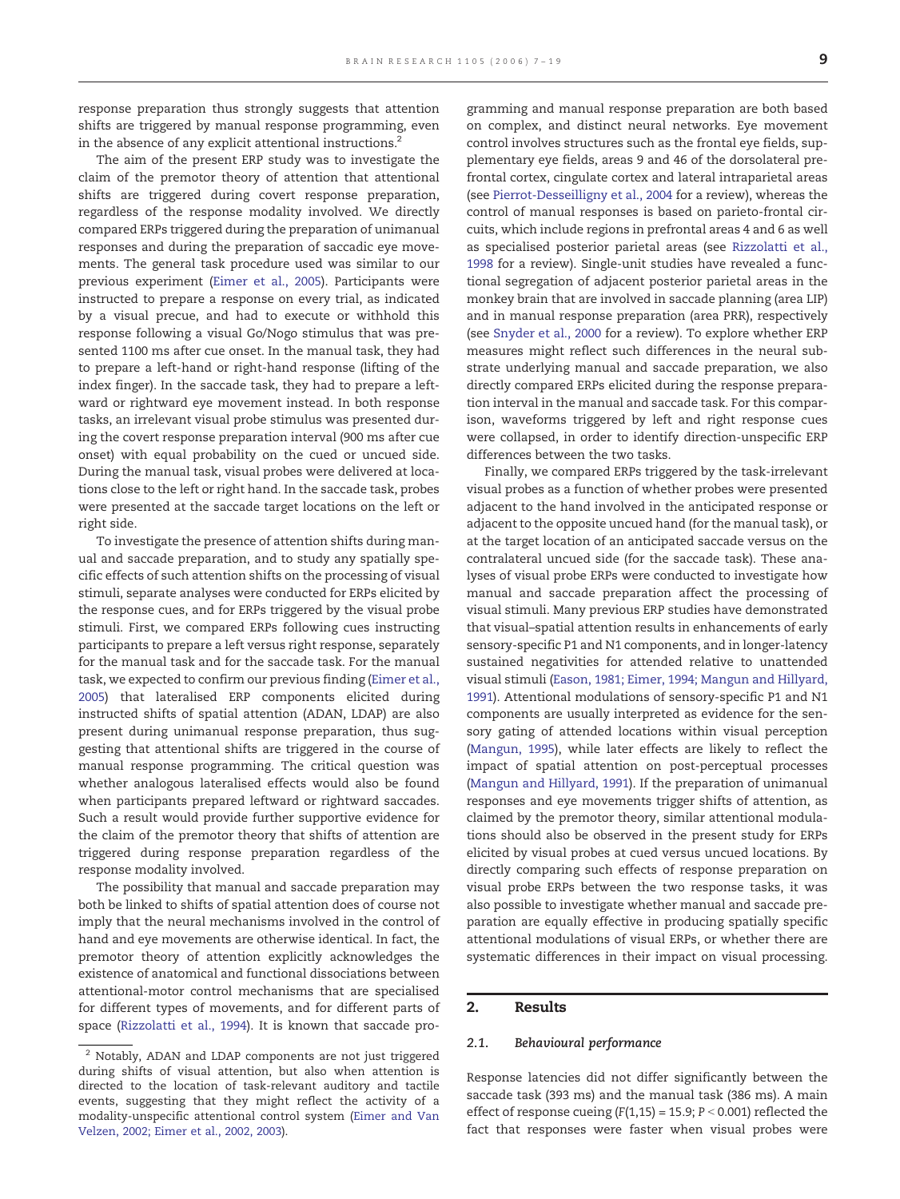response preparation thus strongly suggests that attention shifts are triggered by manual response programming, even in the absence of any explicit attentional instructions.[2]

The aim of the present ERP study was to investigate the claim of the premotor theory of attention that attentional shifts are triggered during covert response preparation, regardless of the response modality involved. We directly compared ERPs triggered during the preparation of unimanual responses and during the preparation of saccadic eye movements. The general task procedure used was similar to our previous experiment (Eimer et al., 2005). Participants were instructed to prepare a response on every trial, as indicated by a visual precue, and had to execute or withhold this response following a visual Go/Nogo stimulus that was presented 1100 ms after cue onset. In the manual task, they had to prepare a left-hand or right-hand response (lifting of the index finger). In the saccade task, they had to prepare a leftward or rightward eye movement instead. In both response tasks, an irrelevant visual probe stimulus was presented during the covert response preparation interval (900 ms after cue onset) with equal probability on the cued or uncued side. During the manual task, visual probes were delivered at locations close to the left or right hand. In the saccade task, probes were presented at the saccade target locations on the left or right side.

To investigate the presence of attention shifts during manual and saccade preparation, and to study any spatially specific effects of such attention shifts on the processing of visual stimuli, separate analyses were conducted for ERPs elicited by the response cues, and for ERPs triggered by the visual probe stimuli. First, we compared ERPs following cues instructing participants to prepare a left versus right response, separately for the manual task and for the saccade task. For the manual task, we expected to confirm our previous finding (Eimer et al., 2005) that lateralised ERP components elicited during instructed shifts of spatial attention (ADAN, LDAP) are also present during unimanual response preparation, thus suggesting that attentional shifts are triggered in the course of manual response programming. The critical question was whether analogous lateralised effects would also be found when participants prepared leftward or rightward saccades. Such a result would provide further supportive evidence for the claim of the premotor theory that shifts of attention are triggered during response preparation regardless of the response modality involved.

The possibility that manual and saccade preparation may both be linked to shifts of spatial attention does of course not imply that the neural mechanisms involved in the control of hand and eye movements are otherwise identical. In fact, the premotor theory of attention explicitly acknowledges the existence of anatomical and functional dissociations between attentional-motor control mechanisms that are specialised for different types of movements, and for different parts of space (Rizzolatti et al., 1994). It is known that saccade programming and manual response preparation are both based on complex, and distinct neural networks. Eye movement control involves structures such as the frontal eye fields, supplementary eye fields, areas 9 and 46 of the dorsolateral prefrontal cortex, cingulate cortex and lateral intraparietal areas (see Pierrot-Desseilligny et al., 2004 for a review), whereas the control of manual responses is based on parieto-frontal circuits, which include regions in prefrontal areas 4 and 6 as well as specialised posterior parietal areas (see Rizzolatti et al., 1998 for a review). Single-unit studies have revealed a functional segregation of adjacent posterior parietal areas in the monkey brain that are involved in saccade planning (area LIP) and in manual response preparation (area PRR), respectively (see Snyder et al., 2000 for a review). To explore whether ERP measures might reflect such differences in the neural substrate underlying manual and saccade preparation, we also directly compared ERPs elicited during the response preparation interval in the manual and saccade task. For this comparison, waveforms triggered by left and right response cues were collapsed, in order to identify direction-unspecific ERP differences between the two tasks.

Finally, we compared ERPs triggered by the task-irrelevant visual probes as a function of whether probes were presented adjacent to the hand involved in the anticipated response or adjacent to the opposite uncued hand (for the manual task), or at the target location of an anticipated saccade versus on the contralateral uncued side (for the saccade task). These analyses of visual probe ERPs were conducted to investigate how manual and saccade preparation affect the processing of visual stimuli. Many previous ERP studies have demonstrated that visual–spatial attention results in enhancements of early sensory-specific P1 and N1 components, and in longer-latency sustained negativities for attended relative to unattended visual stimuli (Eason, 1981; Eimer, 1994; Mangun and Hillyard, 1991). Attentional modulations of sensory-specific P1 and N1 components are usually interpreted as evidence for the sensory gating of attended locations within visual perception (Mangun, 1995), while later effects are likely to reflect the impact of spatial attention on post-perceptual processes (Mangun and Hillyard, 1991). If the preparation of unimanual responses and eye movements trigger shifts of attention, as claimed by the premotor theory, similar attentional modulations should also be observed in the present study for ERPs elicited by visual probes at cued versus uncued locations. By directly comparing such effects of response preparation on visual probe ERPs between the two response tasks, it was also possible to investigate whether manual and saccade preparation are equally effective in producing spatially specific attentional modulations of visual ERPs, or whether there are systematic differences in their impact on visual processing.

## 2. Results

### 2.1. Behavioural performance

Response latencies did not differ significantly between the saccade task (393 ms) and the manual task (386 ms). A main effect of response cueing ($F(1,15) = 15.9$; $P < 0.001$) reflected the fact that responses were faster when visual probes were

[2] Notably, ADAN and LDAP components are not just triggered during shifts of visual attention, but also when attention is directed to the location of task-relevant auditory and tactile events, suggesting that they might reflect the activity of a modality-unspecific attentional control system (Eimer and Van Velzen, 2002; Eimer et al., 2002, 2003).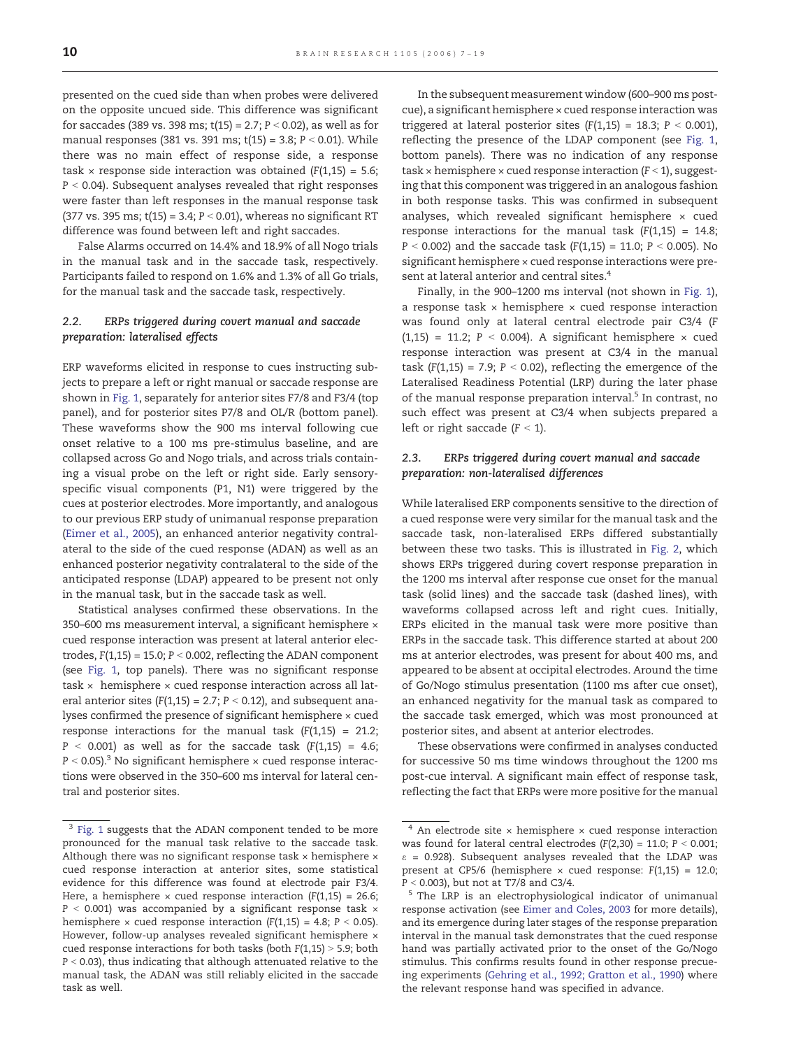presented on the cued side than when probes were delivered on the opposite uncued side. This difference was significant for saccades (389 vs. 398 ms; $t(15) = 2.7$; $P < 0.02$), as well as for manual responses (381 vs. 391 ms; $t(15) = 3.8$; $P < 0.01$). While there was no main effect of response side, a response task × response side interaction was obtained ($F(1,15) = 5.6$; $P < 0.04$). Subsequent analyses revealed that right responses were faster than left responses in the manual response task (377 vs. 395 ms; $t(15) = 3.4$; $P < 0.01$), whereas no significant RT difference was found between left and right saccades.

False Alarms occurred on 14.4% and 18.9% of all Nogo trials in the manual task and in the saccade task, respectively. Participants failed to respond on 1.6% and 1.3% of all Go trials, for the manual task and the saccade task, respectively.

### 2.2. ERPs triggered during covert manual and saccade preparation: lateralised effects

ERP waveforms elicited in response to cues instructing subjects to prepare a left or right manual or saccade response are shown in Fig. 1, separately for anterior sites F7/8 and F3/4 (top panel), and for posterior sites P7/8 and OL/R (bottom panel). These waveforms show the 900 ms interval following cue onset relative to a 100 ms pre-stimulus baseline, and are collapsed across Go and Nogo trials, and across trials containing a visual probe on the left or right side. Early sensory-specific visual components (P1, N1) were triggered by the cues at posterior electrodes. More importantly, and analogous to our previous ERP study of unimanual response preparation (Eimer et al., 2005), an enhanced anterior negativity contralateral to the side of the cued response (ADAN) as well as an enhanced posterior negativity contralateral to the side of the anticipated response (LDAP) appeared to be present not only in the manual task, but in the saccade task as well.

Statistical analyses confirmed these observations. In the 350–600 ms measurement interval, a significant hemisphere × cued response interaction was present at lateral anterior electrodes, $F(1,15) = 15.0$; $P < 0.002$, reflecting the ADAN component (see Fig. 1, top panels). There was no significant response task × hemisphere × cued response interaction across all lateral anterior sites ($F(1,15) = 2.7$; $P < 0.12$), and subsequent analyses confirmed the presence of significant hemisphere × cued response interactions for the manual task ($F(1,15) = 21.2$; $P < 0.001$) as well as for the saccade task ($F(1,15) = 4.6$; $P < 0.05$).[3] No significant hemisphere × cued response interactions were observed in the 350–600 ms interval for lateral central and posterior sites.

In the subsequent measurement window (600–900 ms post-cue), a significant hemisphere × cued response interaction was triggered at lateral posterior sites ($F(1,15) = 18.3$; $P < 0.001$), reflecting the presence of the LDAP component (see Fig. 1, bottom panels). There was no indication of any response task × hemisphere × cued response interaction ($F < 1$), suggesting that this component was triggered in an analogous fashion in both response tasks. This was confirmed in subsequent analyses, which revealed significant hemisphere × cued response interactions for the manual task ($F(1,15) = 14.8$; $P < 0.002$) and the saccade task ($F(1,15) = 11.0$; $P < 0.005$). No significant hemisphere × cued response interactions were present at lateral anterior and central sites.[4]

Finally, in the 900–1200 ms interval (not shown in Fig. 1), a response task × hemisphere × cued response interaction was found only at lateral central electrode pair C3/4 ($F(1,15) = 11.2$; $P < 0.004$). A significant hemisphere × cued response interaction was present at C3/4 in the manual task ($F(1,15) = 7.9$; $P < 0.02$), reflecting the emergence of the Lateralised Readiness Potential (LRP) during the later phase of the manual response preparation interval.[5] In contrast, no such effect was present at C3/4 when subjects prepared a left or right saccade ($F < 1$).

### 2.3. ERPs triggered during covert manual and saccade preparation: non-lateralised differences

While lateralised ERP components sensitive to the direction of a cued response were very similar for the manual task and the saccade task, non-lateralised ERPs differed substantially between these two tasks. This is illustrated in Fig. 2, which shows ERPs triggered during covert response preparation in the 1200 ms interval after response cue onset for the manual task (solid lines) and the saccade task (dashed lines), with waveforms collapsed across left and right cues. Initially, ERPs elicited in the manual task were more positive than ERPs in the saccade task. This difference started at about 200 ms at anterior electrodes, was present for about 400 ms, and appeared to be absent at occipital electrodes. Around the time of Go/Nogo stimulus presentation (1100 ms after cue onset), an enhanced negativity for the manual task as compared to the saccade task emerged, which was most pronounced at posterior sites, and absent at anterior electrodes.

These observations were confirmed in analyses conducted for successive 50 ms time windows throughout the 1200 ms post-cue interval. A significant main effect of response task, reflecting the fact that ERPs were more positive for the manual

---

[3] Fig. 1 suggests that the ADAN component tended to be more pronounced for the manual task relative to the saccade task. Although there was no significant response task × hemisphere × cued response interaction at anterior sites, some statistical evidence for this difference was found at electrode pair F3/4. Here, a hemisphere × cued response interaction ($F(1,15) = 26.6$; $P < 0.001$) was accompanied by a significant response task × hemisphere × cued response interaction ($F(1,15) = 4.8$; $P < 0.05$). However, follow-up analyses revealed significant hemisphere × cued response interactions for both tasks (both $F(1,15) > 5.9$; both $P < 0.03$), thus indicating that although attenuated relative to the manual task, the ADAN was still reliably elicited in the saccade task as well.

[4] An electrode site × hemisphere × cued response interaction was found for lateral central electrodes ($F(2,30) = 11.0$; $P < 0.001$; $\varepsilon = 0.928$). Subsequent analyses revealed that the LDAP was present at CP5/6 (hemisphere × cued response: $F(1,15) = 12.0$; $P < 0.003$), but not at T7/8 and C3/4.

[5] The LRP is an electrophysiological indicator of unimanual response activation (see Eimer and Coles, 2003 for more details), and its emergence during later stages of the response preparation interval in the manual task demonstrates that the cued response hand was partially activated prior to the onset of the Go/Nogo stimulus. This confirms results found in other response precueing experiments (Gehring et al., 1992; Gratton et al., 1990) where the relevant response hand was specified in advance.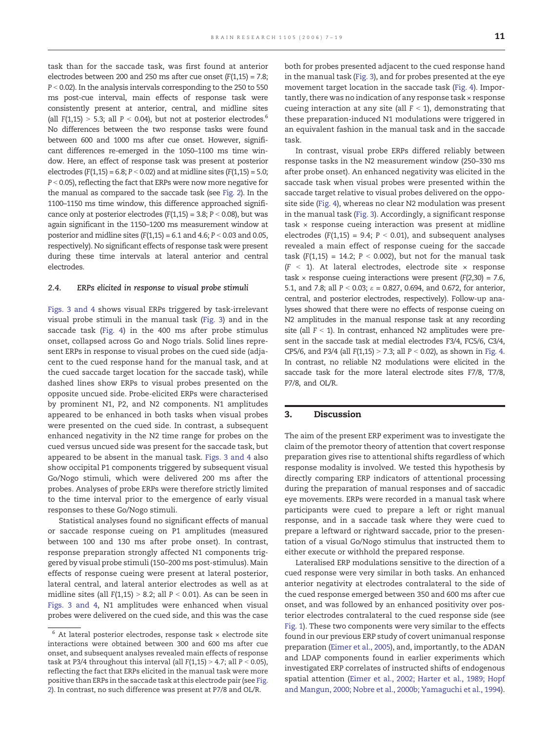task than for the saccade task, was first found at anterior electrodes between 200 and 250 ms after cue onset ($F(1,15) = 7.8$; $P < 0.02$). In the analysis intervals corresponding to the 250 to 550 ms post-cue interval, main effects of response task were consistently present at anterior, central, and midline sites (all $F(1,15) > 5.3$; all $P < 0.04$), but not at posterior electrodes.[6] No differences between the two response tasks were found between 600 and 1000 ms after cue onset. However, significant differences re-emerged in the 1050–1100 ms time window. Here, an effect of response task was present at posterior electrodes ($F(1,15) = 6.8$; $P < 0.02$) and at midline sites ($F(1,15) = 5.0$; $P < 0.05$), reflecting the fact that ERPs were now more negative for the manual as compared to the saccade task (see Fig. 2). In the 1100–1150 ms time window, this difference approached significance only at posterior electrodes ($F(1,15) = 3.8$; $P < 0.08$), but was again significant in the 1150–1200 ms measurement window at posterior and midline sites ($F(1,15) = 6.1$ and 4.6; $P < 0.03$ and 0.05, respectively). No significant effects of response task were present during these time intervals at lateral anterior and central electrodes.

### 2.4. ERPs elicited in response to visual probe stimuli

Figs. 3 and 4 shows visual ERPs triggered by task-irrelevant visual probe stimuli in the manual task (Fig. 3) and in the saccade task (Fig. 4) in the 400 ms after probe stimulus onset, collapsed across Go and Nogo trials. Solid lines represent ERPs in response to visual probes on the cued side (adjacent to the cued response hand for the manual task, and at the cued saccade target location for the saccade task), while dashed lines show ERPs to visual probes presented on the opposite uncued side. Probe-elicited ERPs were characterised by prominent N1, P2, and N2 components. N1 amplitudes appeared to be enhanced in both tasks when visual probes were presented on the cued side. In contrast, a subsequent enhanced negativity in the N2 time range for probes on the cued versus uncued side was present for the saccade task, but appeared to be absent in the manual task. Figs. 3 and 4 also show occipital P1 components triggered by subsequent visual Go/Nogo stimuli, which were delivered 200 ms after the probes. Analyses of probe ERPs were therefore strictly limited to the time interval prior to the emergence of early visual responses to these Go/Nogo stimuli.

Statistical analyses found no significant effects of manual or saccade response cueing on P1 amplitudes (measured between 100 and 130 ms after probe onset). In contrast, response preparation strongly affected N1 components triggered by visual probe stimuli (150–200 ms post-stimulus). Main effects of response cueing were present at lateral posterior, lateral central, and lateral anterior electrodes as well as at midline sites (all $F(1,15) > 8.2$; all $P < 0.01$). As can be seen in Figs. 3 and 4, N1 amplitudes were enhanced when visual probes were delivered on the cued side, and this was the case both for probes presented adjacent to the cued response hand in the manual task (Fig. 3), and for probes presented at the eye movement target location in the saccade task (Fig. 4). Importantly, there was no indication of any response task × response cueing interaction at any site (all $F < 1$), demonstrating that these preparation-induced N1 modulations were triggered in an equivalent fashion in the manual task and in the saccade task.

In contrast, visual probe ERPs differed reliably between response tasks in the N2 measurement window (250–330 ms after probe onset). An enhanced negativity was elicited in the saccade task when visual probes were presented within the saccade target relative to visual probes delivered on the opposite side (Fig. 4), whereas no clear N2 modulation was present in the manual task (Fig. 3). Accordingly, a significant response task × response cueing interaction was present at midline electrodes ($F(1,15) = 9.4$; $P < 0.01$), and subsequent analyses revealed a main effect of response cueing for the saccade task ($F(1,15) = 14.2$; $P < 0.002$), but not for the manual task ($F < 1$). At lateral electrodes, electrode site × response task × response cueing interactions were present ($F(2,30) = 7.6$, 5.1, and 7.8; all $P < 0.03$; $\varepsilon = 0.827$, 0.694, and 0.672, for anterior, central, and posterior electrodes, respectively). Follow-up analyses showed that there were no effects of response cueing on N2 amplitudes in the manual response task at any recording site (all $F < 1$). In contrast, enhanced N2 amplitudes were present in the saccade task at medial electrodes F3/4, FC5/6, C3/4, CP5/6, and P3/4 (all $F(1,15) > 7.3$; all $P < 0.02$), as shown in Fig. 4. In contrast, no reliable N2 modulations were elicited in the saccade task for the more lateral electrode sites F7/8, T7/8, P7/8, and OL/R.

## 3. Discussion

The aim of the present ERP experiment was to investigate the claim of the premotor theory of attention that covert response preparation gives rise to attentional shifts regardless of which response modality is involved. We tested this hypothesis by directly comparing ERP indicators of attentional processing during the preparation of manual responses and of saccadic eye movements. ERPs were recorded in a manual task where participants were cued to prepare a left or right manual response, and in a saccade task where they were cued to prepare a leftward or rightward saccade, prior to the presentation of a visual Go/Nogo stimulus that instructed them to either execute or withhold the prepared response.

Lateralised ERP modulations sensitive to the direction of a cued response were very similar in both tasks. An enhanced anterior negativity at electrodes contralateral to the side of the cued response emerged between 350 and 600 ms after cue onset, and was followed by an enhanced positivity over posterior electrodes contralateral to the cued response side (see Fig. 1). These two components were very similar to the effects found in our previous ERP study of covert unimanual response preparation (Eimer et al., 2005), and, importantly, to the ADAN and LDAP components found in earlier experiments which investigated ERP correlates of instructed shifts of endogenous spatial attention (Eimer et al., 2002; Harter et al., 1989; Hopf and Mangun, 2000; Nobre et al., 2000b; Yamaguchi et al., 1994).

[6] At lateral posterior electrodes, response task × electrode site interactions were obtained between 300 and 600 ms after cue onset, and subsequent analyses revealed main effects of response task at P3/4 throughout this interval (all $F(1,15) > 4.7$; all $P < 0.05$), reflecting the fact that ERPs elicited in the manual task were more positive than ERPs in the saccade task at this electrode pair (see Fig. 2). In contrast, no such difference was present at P7/8 and OL/R.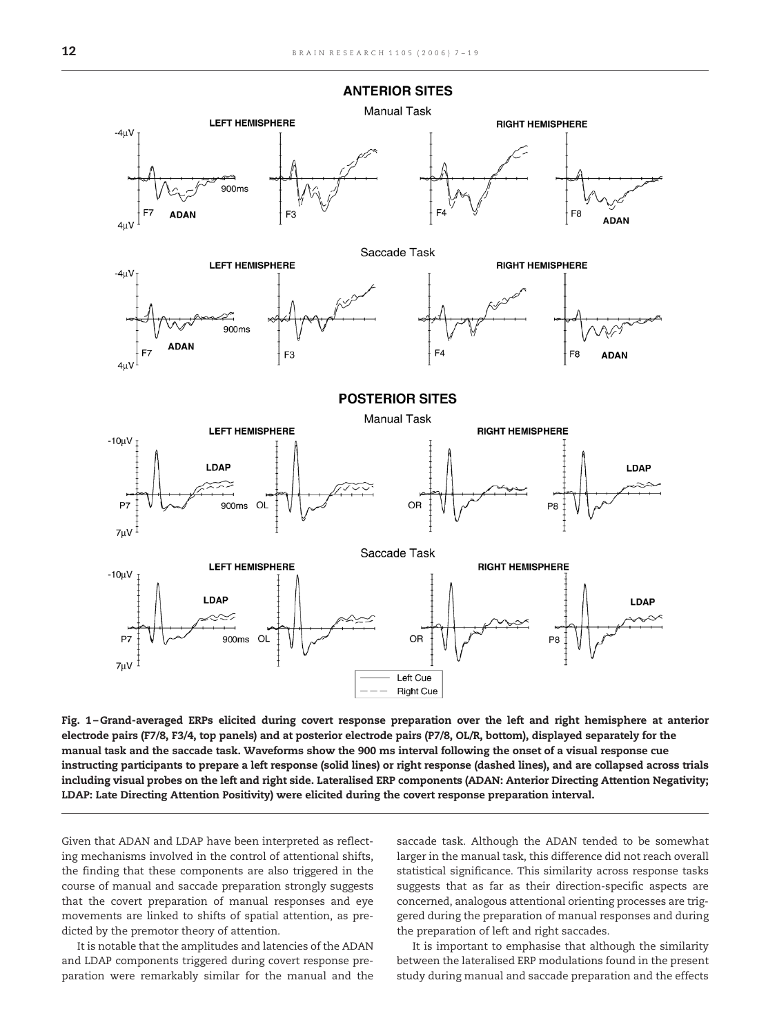Fig. 1 – Grand-averaged ERPs elicited during covert response preparation over the left and right hemisphere at anterior electrode pairs (F7/8, F3/4, top panels) and at posterior electrode pairs (P7/8, OL/R, bottom), displayed separately for the manual task and the saccade task. Waveforms show the 900 ms interval following the onset of a visual response cue instructing participants to prepare a left response (solid lines) or right response (dashed lines), and are collapsed across trials including visual probes on the left and right side. Lateralised ERP components (ADAN: Anterior Directing Attention Negativity; LDAP: Late Directing Attention Positivity) were elicited during the covert response preparation interval.

Given that ADAN and LDAP have been interpreted as reflecting mechanisms involved in the control of attentional shifts, the finding that these components are also triggered in the course of manual and saccade preparation strongly suggests that the covert preparation of manual responses and eye movements are linked to shifts of spatial attention, as predicted by the premotor theory of attention.

It is notable that the amplitudes and latencies of the ADAN and LDAP components triggered during covert response preparation were remarkably similar for the manual and the saccade task. Although the ADAN tended to be somewhat larger in the manual task, this difference did not reach overall statistical significance. This similarity across response tasks suggests that as far as their direction-specific aspects are concerned, analogous attentional orienting processes are triggered during the preparation of manual responses and during the preparation of left and right saccades.

It is important to emphasise that although the similarity between the lateralised ERP modulations found in the present study during manual and saccade preparation and the effects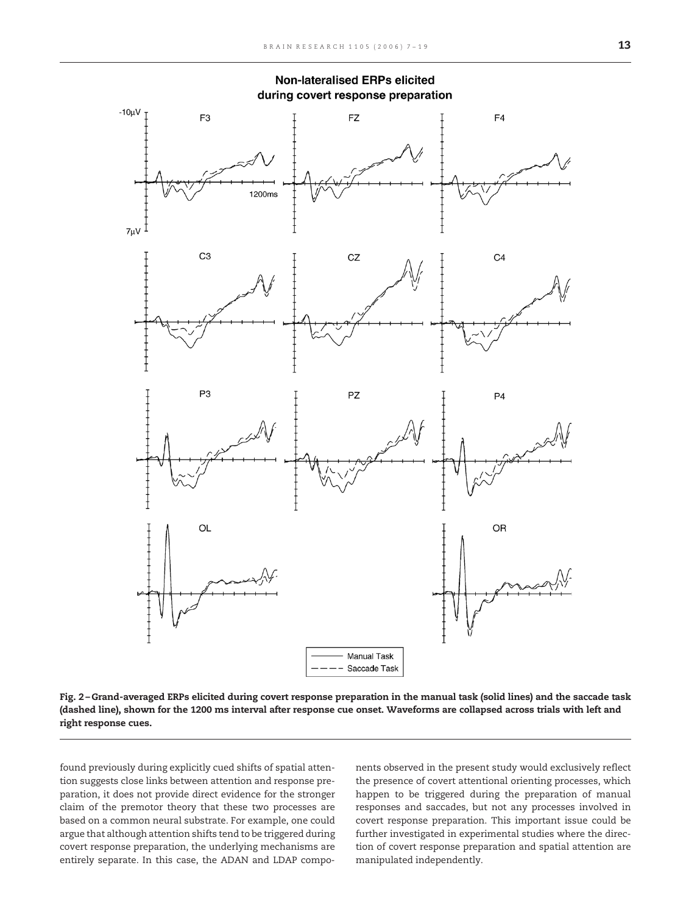Fig. 2 – Grand-averaged ERPs elicited during covert response preparation in the manual task (solid lines) and the saccade task (dashed line), shown for the 1200 ms interval after response cue onset. Waveforms are collapsed across trials with left and right response cues.

found previously during explicitly cued shifts of spatial attention suggests close links between attention and response preparation, it does not provide direct evidence for the stronger claim of the premotor theory that these two processes are based on a common neural substrate. For example, one could argue that although attention shifts tend to be triggered during covert response preparation, the underlying mechanisms are entirely separate. In this case, the ADAN and LDAP components observed in the present study would exclusively reflect the presence of covert attentional orienting processes, which happen to be triggered during the preparation of manual responses and saccades, but not any processes involved in covert response preparation. This important issue could be further investigated in experimental studies where the direction of covert response preparation and spatial attention are manipulated independently.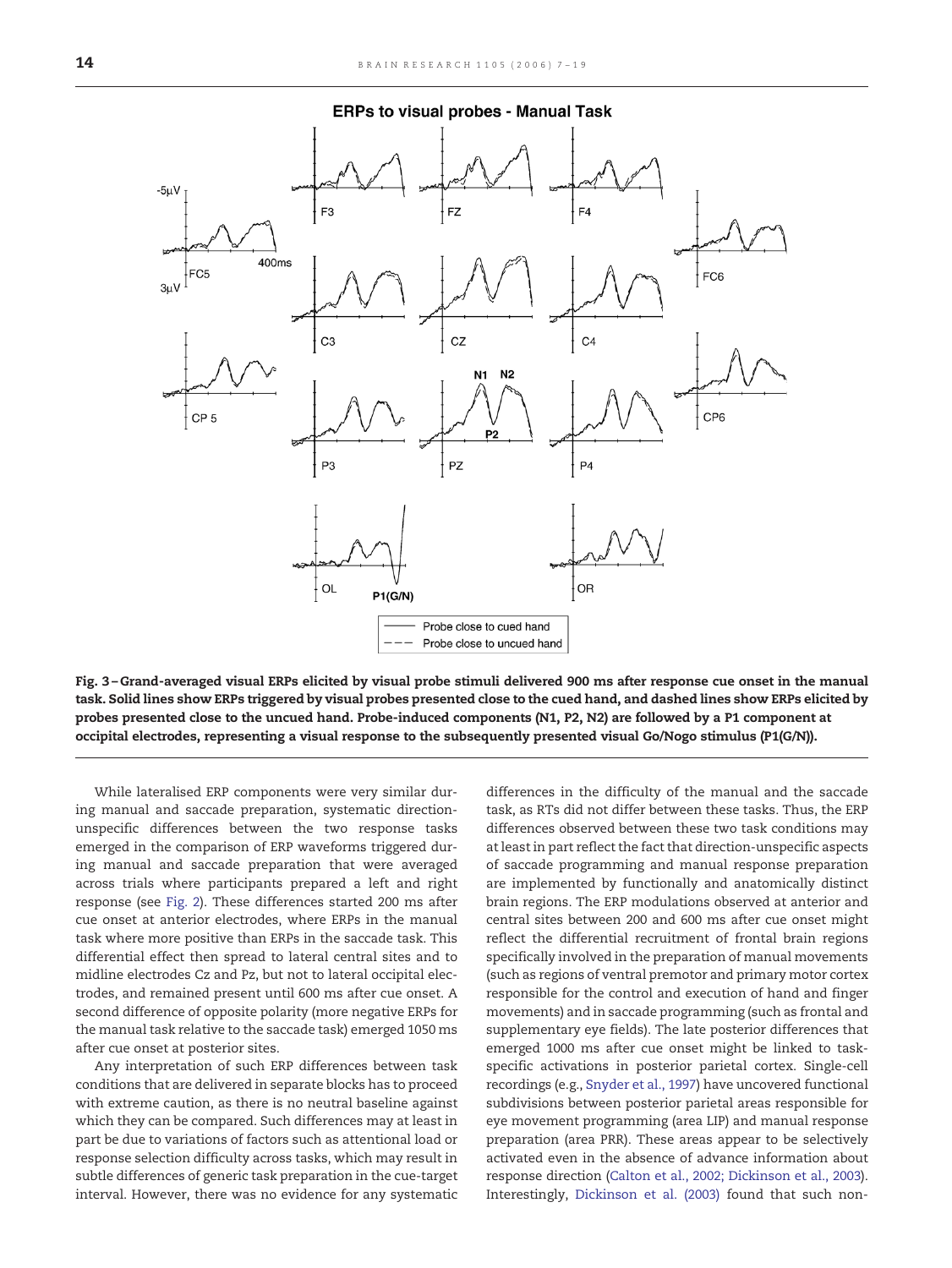Fig. 3 – Grand-averaged visual ERPs elicited by visual probe stimuli delivered 900 ms after response cue onset in the manual task. Solid lines show ERPs triggered by visual probes presented close to the cued hand, and dashed lines show ERPs elicited by probes presented close to the uncued hand. Probe-induced components (N1, P2, N2) are followed by a P1 component at occipital electrodes, representing a visual response to the subsequently presented visual Go/Nogo stimulus (P1(G/N)).

While lateralised ERP components were very similar during manual and saccade preparation, systematic direction-unspecific differences between the two response tasks emerged in the comparison of ERP waveforms triggered during manual and saccade preparation that were averaged across trials where participants prepared a left and right response (see Fig. 2). These differences started 200 ms after cue onset at anterior electrodes, where ERPs in the manual task where more positive than ERPs in the saccade task. This differential effect then spread to lateral central sites and to midline electrodes Cz and Pz, but not to lateral occipital electrodes, and remained present until 600 ms after cue onset. A second difference of opposite polarity (more negative ERPs for the manual task relative to the saccade task) emerged 1050 ms after cue onset at posterior sites.

Any interpretation of such ERP differences between task conditions that are delivered in separate blocks has to proceed with extreme caution, as there is no neutral baseline against which they can be compared. Such differences may at least in part be due to variations of factors such as attentional load or response selection difficulty across tasks, which may result in subtle differences of generic task preparation in the cue-target interval. However, there was no evidence for any systematic differences in the difficulty of the manual and the saccade task, as RTs did not differ between these tasks. Thus, the ERP differences observed between these two task conditions may at least in part reflect the fact that direction-unspecific aspects of saccade programming and manual response preparation are implemented by functionally and anatomically distinct brain regions. The ERP modulations observed at anterior and central sites between 200 and 600 ms after cue onset might reflect the differential recruitment of frontal brain regions specifically involved in the preparation of manual movements (such as regions of ventral premotor and primary motor cortex responsible for the control and execution of hand and finger movements) and in saccade programming (such as frontal and supplementary eye fields). The late posterior differences that emerged 1000 ms after cue onset might be linked to task-specific activations in posterior parietal cortex. Single-cell recordings (e.g., Snyder et al., 1997) have uncovered functional subdivisions between posterior parietal areas responsible for eye movement programming (area LIP) and manual response preparation (area PRR). These areas appear to be selectively activated even in the absence of advance information about response direction (Calton et al., 2002; Dickinson et al., 2003). Interestingly, Dickinson et al. (2003) found that such non-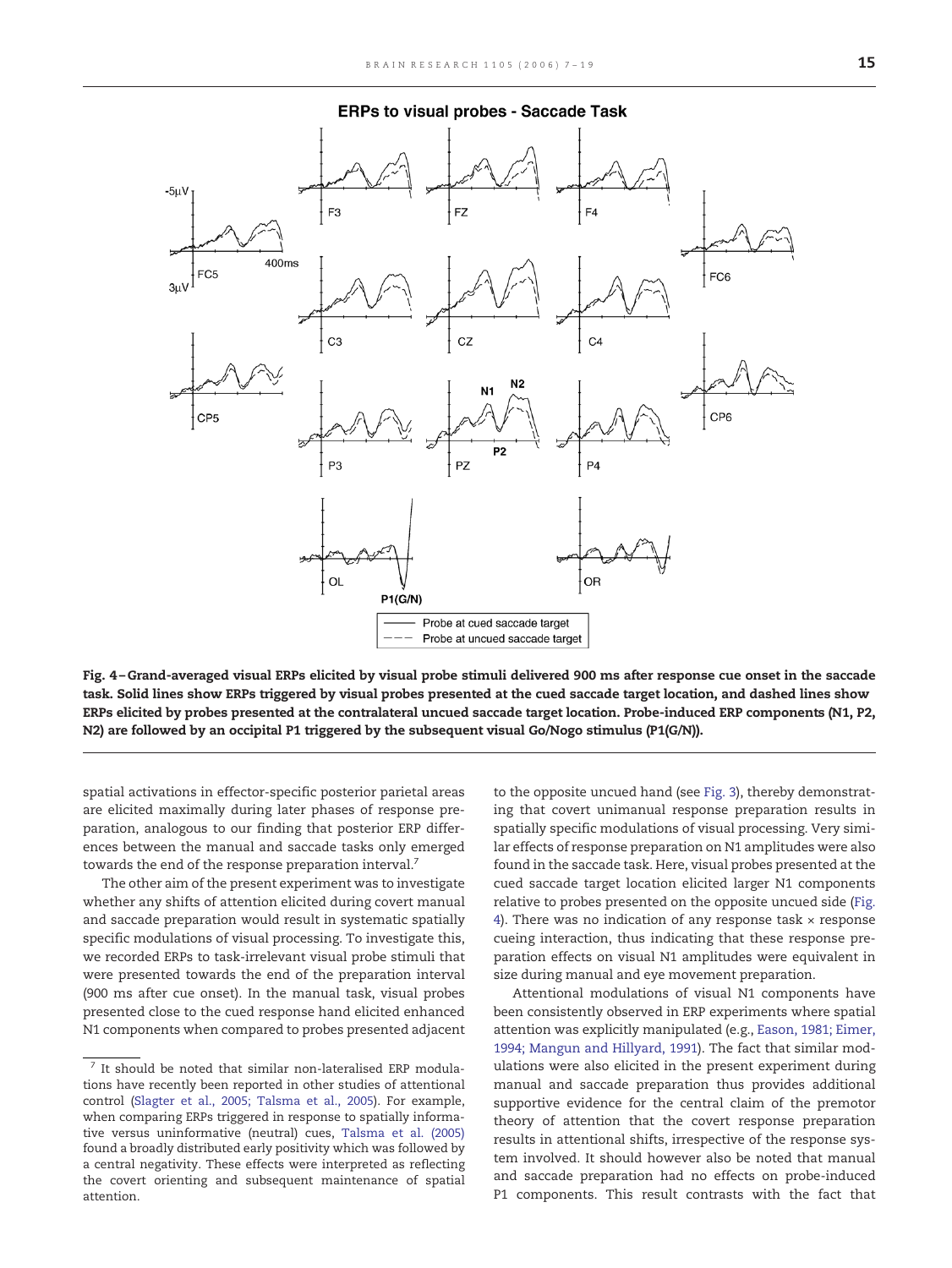**Fig. 4 – Grand-averaged visual ERPs elicited by visual probe stimuli delivered 900 ms after response cue onset in the saccade task. Solid lines show ERPs triggered by visual probes presented at the cued saccade target location, and dashed lines show ERPs elicited by probes presented at the contralateral uncued saccade target location. Probe-induced ERP components (N1, P2, N2) are followed by an occipital P1 triggered by the subsequent visual Go/Nogo stimulus (P1(G/N)).**

spatial activations in effector-specific posterior parietal areas are elicited maximally during later phases of response preparation, analogous to our finding that posterior ERP differences between the manual and saccade tasks only emerged towards the end of the response preparation interval.[7]

The other aim of the present experiment was to investigate whether any shifts of attention elicited during covert manual and saccade preparation would result in systematic spatially specific modulations of visual processing. To investigate this, we recorded ERPs to task-irrelevant visual probe stimuli that were presented towards the end of the preparation interval (900 ms after cue onset). In the manual task, visual probes presented close to the cued response hand elicited enhanced N1 components when compared to probes presented adjacent to the opposite uncued hand (see Fig. 3), thereby demonstrating that covert unimanual response preparation results in spatially specific modulations of visual processing. Very similar effects of response preparation on N1 amplitudes were also found in the saccade task. Here, visual probes presented at the cued saccade target location elicited larger N1 components relative to probes presented on the opposite uncued side (Fig. 4). There was no indication of any response task × response cueing interaction, thus indicating that these response preparation effects on visual N1 amplitudes were equivalent in size during manual and eye movement preparation.

Attentional modulations of visual N1 components have been consistently observed in ERP experiments where spatial attention was explicitly manipulated (e.g., Eason, 1981; Eimer, 1994; Mangun and Hillyard, 1991). The fact that similar modulations were also elicited in the present experiment during manual and saccade preparation thus provides additional supportive evidence for the central claim of the premotor theory of attention that the covert response preparation results in attentional shifts, irrespective of the response system involved. It should however also be noted that manual and saccade preparation had no effects on probe-induced P1 components. This result contrasts with the fact that

[7] It should be noted that similar non-lateralised ERP modulations have recently been reported in other studies of attentional control (Slagter et al., 2005; Talsma et al., 2005). For example, when comparing ERPs triggered in response to spatially informative versus uninformative (neutral) cues, Talsma et al. (2005) found a broadly distributed early positivity which was followed by a central negativity. These effects were interpreted as reflecting the covert orienting and subsequent maintenance of spatial attention.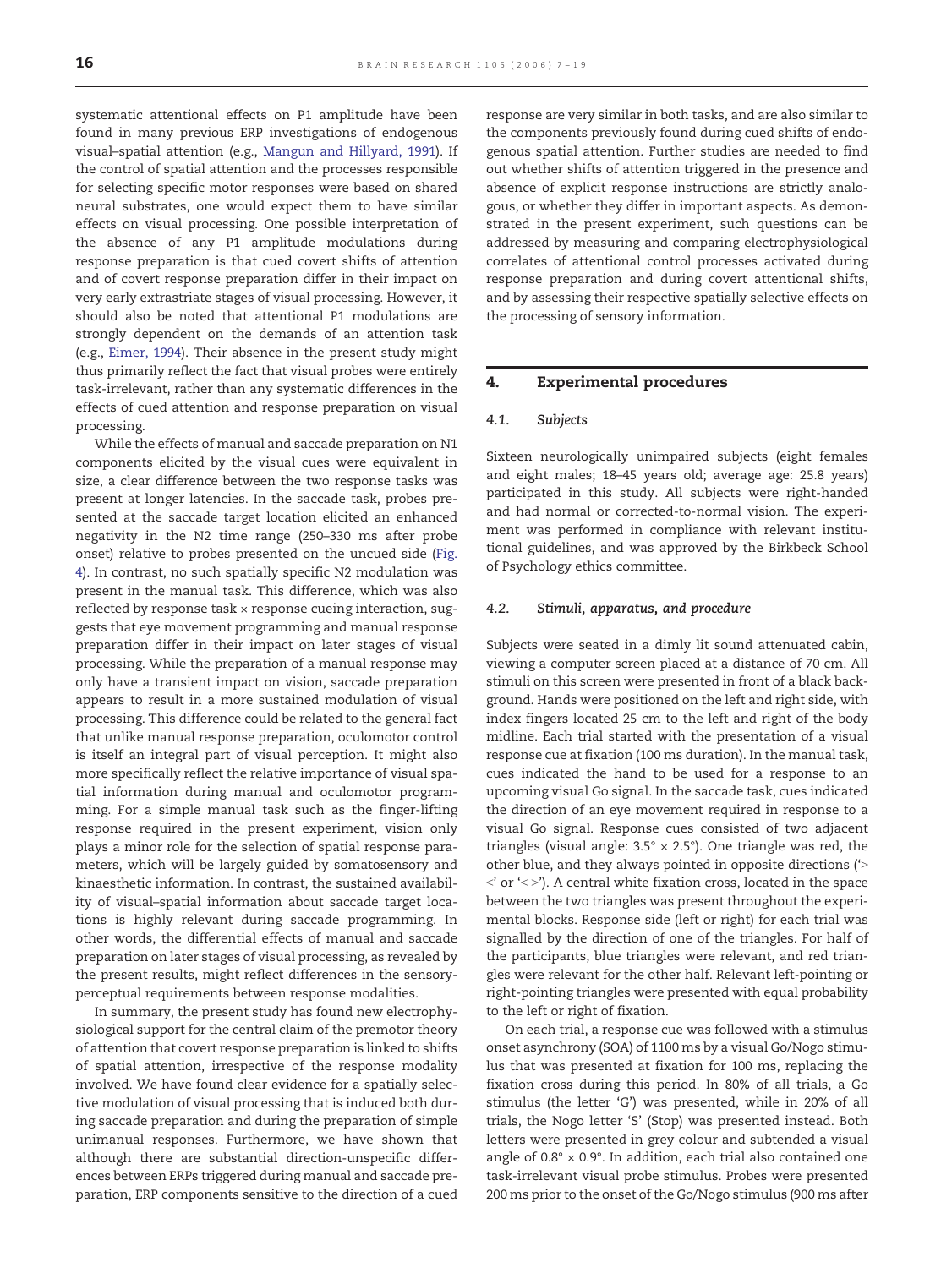systematic attentional effects on P1 amplitude have been found in many previous ERP investigations of endogenous visual–spatial attention (e.g., Mangun and Hillyard, 1991). If the control of spatial attention and the processes responsible for selecting specific motor responses were based on shared neural substrates, one would expect them to have similar effects on visual processing. One possible interpretation of the absence of any P1 amplitude modulations during response preparation is that cued covert shifts of attention and of covert response preparation differ in their impact on very early extrastriate stages of visual processing. However, it should also be noted that attentional P1 modulations are strongly dependent on the demands of an attention task (e.g., Eimer, 1994). Their absence in the present study might thus primarily reflect the fact that visual probes were entirely task-irrelevant, rather than any systematic differences in the effects of cued attention and response preparation on visual processing.

While the effects of manual and saccade preparation on N1 components elicited by the visual cues were equivalent in size, a clear difference between the two response tasks was present at longer latencies. In the saccade task, probes presented at the saccade target location elicited an enhanced negativity in the N2 time range (250–330 ms after probe onset) relative to probes presented on the uncued side (Fig. 4). In contrast, no such spatially specific N2 modulation was present in the manual task. This difference, which was also reflected by response task × response cueing interaction, suggests that eye movement programming and manual response preparation differ in their impact on later stages of visual processing. While the preparation of a manual response may only have a transient impact on vision, saccade preparation appears to result in a more sustained modulation of visual processing. This difference could be related to the general fact that unlike manual response preparation, oculomotor control is itself an integral part of visual perception. It might also more specifically reflect the relative importance of visual spatial information during manual and oculomotor programming. For a simple manual task such as the finger-lifting response required in the present experiment, vision only plays a minor role for the selection of spatial response parameters, which will be largely guided by somatosensory and kinaesthetic information. In contrast, the sustained availability of visual–spatial information about saccade target locations is highly relevant during saccade programming. In other words, the differential effects of manual and saccade preparation on later stages of visual processing, as revealed by the present results, might reflect differences in the sensory-perceptual requirements between response modalities.

In summary, the present study has found new electrophysiological support for the central claim of the premotor theory of attention that covert response preparation is linked to shifts of spatial attention, irrespective of the response modality involved. We have found clear evidence for a spatially selective modulation of visual processing that is induced both during saccade preparation and during the preparation of simple unimanual responses. Furthermore, we have shown that although there are substantial direction-unspecific differences between ERPs triggered during manual and saccade preparation, ERP components sensitive to the direction of a cued response are very similar in both tasks, and are also similar to the components previously found during cued shifts of endogenous spatial attention. Further studies are needed to find out whether shifts of attention triggered in the presence and absence of explicit response instructions are strictly analogous, or whether they differ in important aspects. As demonstrated in the present experiment, such questions can be addressed by measuring and comparing electrophysiological correlates of attentional control processes activated during response preparation and during covert attentional shifts, and by assessing their respective spatially selective effects on the processing of sensory information.

## 4. Experimental procedures

### 4.1. Subjects

Sixteen neurologically unimpaired subjects (eight females and eight males; 18–45 years old; average age: 25.8 years) participated in this study. All subjects were right-handed and had normal or corrected-to-normal vision. The experiment was performed in compliance with relevant institutional guidelines, and was approved by the Birkbeck School of Psychology ethics committee.

### 4.2. Stimuli, apparatus, and procedure

Subjects were seated in a dimly lit sound attenuated cabin, viewing a computer screen placed at a distance of 70 cm. All stimuli on this screen were presented in front of a black background. Hands were positioned on the left and right side, with index fingers located 25 cm to the left and right of the body midline. Each trial started with the presentation of a visual response cue at fixation (100 ms duration). In the manual task, cues indicated the hand to be used for a response to an upcoming visual Go signal. In the saccade task, cues indicated the direction of an eye movement required in response to a visual Go signal. Response cues consisted of two adjacent triangles (visual angle: 3.5° × 2.5°). One triangle was red, the other blue, and they always pointed in opposite directions ('> <' or '< >'). A central white fixation cross, located in the space between the two triangles was present throughout the experimental blocks. Response side (left or right) for each trial was signalled by the direction of one of the triangles. For half of the participants, blue triangles were relevant, and red triangles were relevant for the other half. Relevant left-pointing or right-pointing triangles were presented with equal probability to the left or right of fixation.

On each trial, a response cue was followed with a stimulus onset asynchrony (SOA) of 1100 ms by a visual Go/Nogo stimulus that was presented at fixation for 100 ms, replacing the fixation cross during this period. In 80% of all trials, a Go stimulus (the letter 'G') was presented, while in 20% of all trials, the Nogo letter 'S' (Stop) was presented instead. Both letters were presented in grey colour and subtended a visual angle of 0.8° × 0.9°. In addition, each trial also contained one task-irrelevant visual probe stimulus. Probes were presented 200 ms prior to the onset of the Go/Nogo stimulus (900 ms after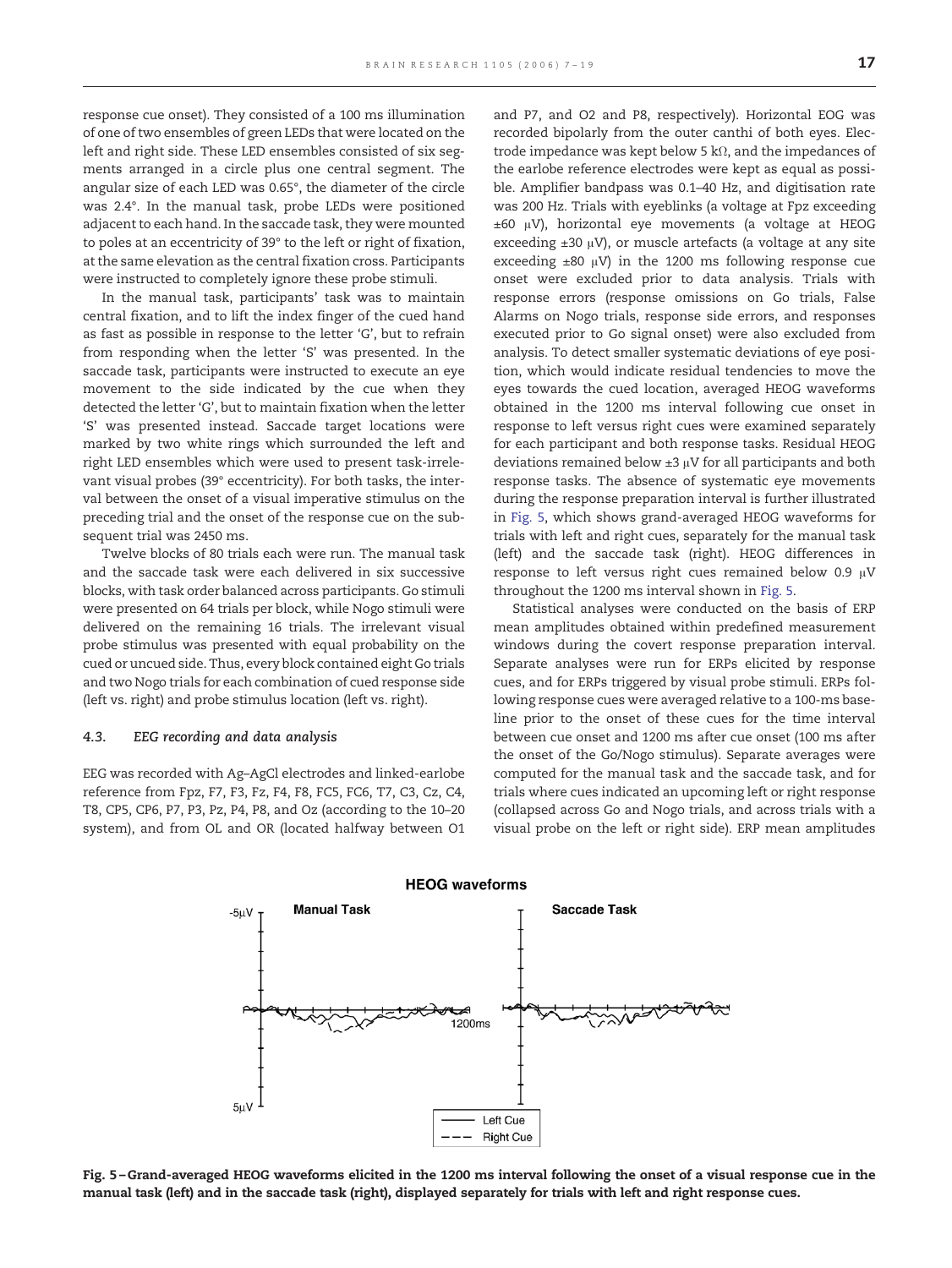response cue onset). They consisted of a 100 ms illumination of one of two ensembles of green LEDs that were located on the left and right side. These LED ensembles consisted of six segments arranged in a circle plus one central segment. The angular size of each LED was 0.65°, the diameter of the circle was 2.4°. In the manual task, probe LEDs were positioned adjacent to each hand. In the saccade task, they were mounted to poles at an eccentricity of 39° to the left or right of fixation, at the same elevation as the central fixation cross. Participants were instructed to completely ignore these probe stimuli.

In the manual task, participants' task was to maintain central fixation, and to lift the index finger of the cued hand as fast as possible in response to the letter 'G', but to refrain from responding when the letter 'S' was presented. In the saccade task, participants were instructed to execute an eye movement to the side indicated by the cue when they detected the letter 'G', but to maintain fixation when the letter 'S' was presented instead. Saccade target locations were marked by two white rings which surrounded the left and right LED ensembles which were used to present task-irrelevant visual probes (39° eccentricity). For both tasks, the interval between the onset of a visual imperative stimulus on the preceding trial and the onset of the response cue on the subsequent trial was 2450 ms.

Twelve blocks of 80 trials each were run. The manual task and the saccade task were each delivered in six successive blocks, with task order balanced across participants. Go stimuli were presented on 64 trials per block, while Nogo stimuli were delivered on the remaining 16 trials. The irrelevant visual probe stimulus was presented with equal probability on the cued or uncued side. Thus, every block contained eight Go trials and two Nogo trials for each combination of cued response side (left vs. right) and probe stimulus location (left vs. right).

### 4.3. *EEG recording and data analysis*

EEG was recorded with Ag–AgCl electrodes and linked-earlobe reference from Fpz, F7, F3, Fz, F4, F8, FC5, FC6, T7, C3, Cz, C4, T8, CP5, CP6, P7, P3, Pz, P4, P8, and Oz (according to the 10–20 system), and from OL and OR (located halfway between O1 and P7, and O2 and P8, respectively). Horizontal EOG was recorded bipolarly from the outer canthi of both eyes. Electrode impedance was kept below 5 kΩ, and the impedances of the earlobe reference electrodes were kept as equal as possible. Amplifier bandpass was 0.1–40 Hz, and digitisation rate was 200 Hz. Trials with eyeblinks (a voltage at Fpz exceeding ±60 μV), horizontal eye movements (a voltage at HEOG exceeding ±30 μV), or muscle artefacts (a voltage at any site exceeding ±80 μV) in the 1200 ms following response cue onset were excluded prior to data analysis. Trials with response errors (response omissions on Go trials, False Alarms on Nogo trials, response side errors, and responses executed prior to Go signal onset) were also excluded from analysis. To detect smaller systematic deviations of eye position, which would indicate residual tendencies to move the eyes towards the cued location, averaged HEOG waveforms obtained in the 1200 ms interval following cue onset in response to left versus right cues were examined separately for each participant and both response tasks. Residual HEOG deviations remained below ±3 μV for all participants and both response tasks. The absence of systematic eye movements during the response preparation interval is further illustrated in Fig. 5, which shows grand-averaged HEOG waveforms for trials with left and right cues, separately for the manual task (left) and the saccade task (right). HEOG differences in response to left versus right cues remained below 0.9 μV throughout the 1200 ms interval shown in Fig. 5.

Statistical analyses were conducted on the basis of ERP mean amplitudes obtained within predefined measurement windows during the covert response preparation interval. Separate analyses were run for ERPs elicited by response cues, and for ERPs triggered by visual probe stimuli. ERPs following response cues were averaged relative to a 100-ms baseline prior to the onset of these cues for the time interval between cue onset and 1200 ms after cue onset (100 ms after the onset of the Go/Nogo stimulus). Separate averages were computed for the manual task and the saccade task, and for trials where cues indicated an upcoming left or right response (collapsed across Go and Nogo trials, and across trials with a visual probe on the left or right side). ERP mean amplitudes

**Fig. 5 – Grand-averaged HEOG waveforms elicited in the 1200 ms interval following the onset of a visual response cue in the manual task (left) and in the saccade task (right), displayed separately for trials with left and right response cues.**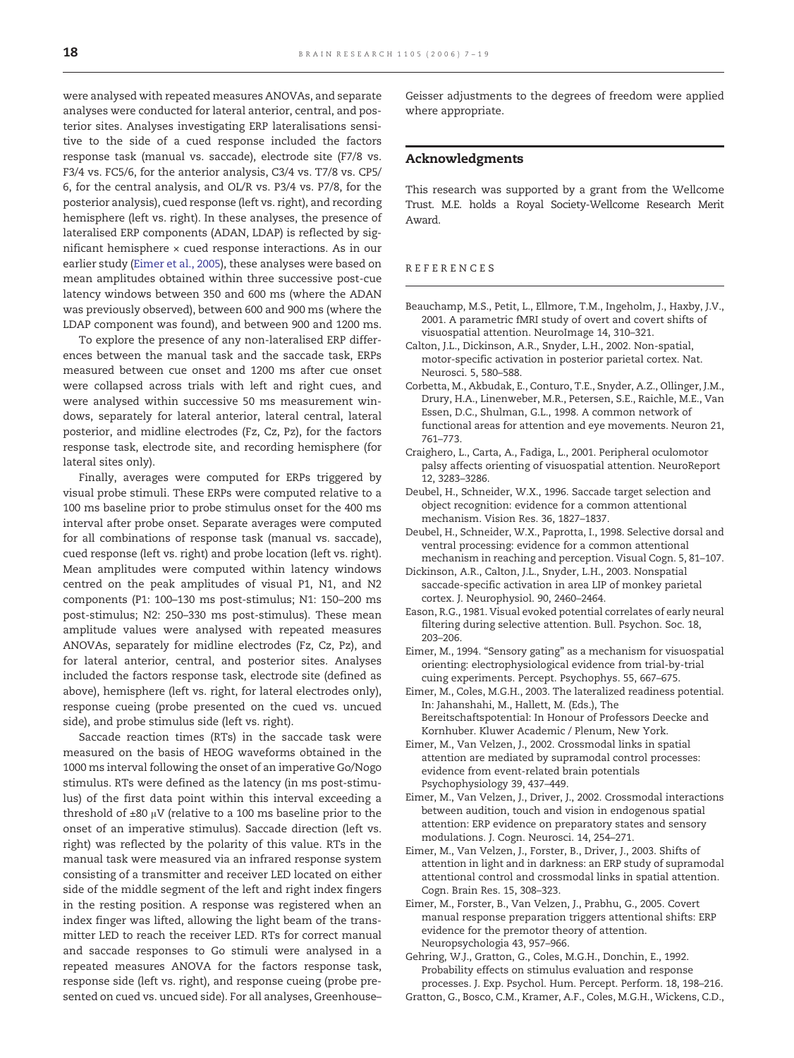were analysed with repeated measures ANOVAs, and separate analyses were conducted for lateral anterior, central, and posterior sites. Analyses investigating ERP lateralisations sensitive to the side of a cued response included the factors response task (manual vs. saccade), electrode site (F7/8 vs. F3/4 vs. FC5/6, for the anterior analysis, C3/4 vs. T7/8 vs. CP5/6, for the central analysis, and OL/R vs. P3/4 vs. P7/8, for the posterior analysis), cued response (left vs. right), and recording hemisphere (left vs. right). In these analyses, the presence of lateralised ERP components (ADAN, LDAP) is reflected by significant hemisphere × cued response interactions. As in our earlier study (Eimer et al., 2005), these analyses were based on mean amplitudes obtained within three successive post-cue latency windows between 350 and 600 ms (where the ADAN was previously observed), between 600 and 900 ms (where the LDAP component was found), and between 900 and 1200 ms.

To explore the presence of any non-lateralised ERP differences between the manual task and the saccade task, ERPs measured between cue onset and 1200 ms after cue onset were collapsed across trials with left and right cues, and were analysed within successive 50 ms measurement windows, separately for lateral anterior, lateral central, lateral posterior, and midline electrodes (Fz, Cz, Pz), for the factors response task, electrode site, and recording hemisphere (for lateral sites only).

Finally, averages were computed for ERPs triggered by visual probe stimuli. These ERPs were computed relative to a 100 ms baseline prior to probe stimulus onset for the 400 ms interval after probe onset. Separate averages were computed for all combinations of response task (manual vs. saccade), cued response (left vs. right) and probe location (left vs. right). Mean amplitudes were computed within latency windows centred on the peak amplitudes of visual P1, N1, and N2 components (P1: 100–130 ms post-stimulus; N1: 150–200 ms post-stimulus; N2: 250–330 ms post-stimulus). These mean amplitude values were analysed with repeated measures ANOVAs, separately for midline electrodes (Fz, Cz, Pz), and for lateral anterior, central, and posterior sites. Analyses included the factors response task, electrode site (defined as above), hemisphere (left vs. right, for lateral electrodes only), response cueing (probe presented on the cued vs. uncued side), and probe stimulus side (left vs. right).

Saccade reaction times (RTs) in the saccade task were measured on the basis of HEOG waveforms obtained in the 1000 ms interval following the onset of an imperative Go/Nogo stimulus. RTs were defined as the latency (in ms post-stimulus) of the first data point within this interval exceeding a threshold of ±80 μV (relative to a 100 ms baseline prior to the onset of an imperative stimulus). Saccade direction (left vs. right) was reflected by the polarity of this value. RTs in the manual task were measured via an infrared response system consisting of a transmitter and receiver LED located on either side of the middle segment of the left and right index fingers in the resting position. A response was registered when an index finger was lifted, allowing the light beam of the transmitter LED to reach the receiver LED. RTs for correct manual and saccade responses to Go stimuli were analysed in a repeated measures ANOVA for the factors response task, response side (left vs. right), and response cueing (probe presented on cued vs. uncued side). For all analyses, Greenhouse–Geisser adjustments to the degrees of freedom were applied where appropriate.

## Acknowledgments

This research was supported by a grant from the Wellcome Trust. M.E. holds a Royal Society-Wellcome Research Merit Award.

## REFERENCES

Beauchamp, M.S., Petit, L., Ellmore, T.M., Ingeholm, J., Haxby, J.V., 2001. A parametric fMRI study of overt and covert shifts of visuospatial attention. NeuroImage 14, 310–321.

Calton, J.L., Dickinson, A.R., Snyder, L.H., 2002. Non-spatial, motor-specific activation in posterior parietal cortex. Nat. Neurosci. 5, 580–588.

Corbetta, M., Akbudak, E., Conturo, T.E., Snyder, A.Z., Ollinger, J.M., Drury, H.A., Linenweber, M.R., Petersen, S.E., Raichle, M.E., Van Essen, D.C., Shulman, G.L., 1998. A common network of functional areas for attention and eye movements. Neuron 21, 761–773.

Craighero, L., Carta, A., Fadiga, L., 2001. Peripheral oculomotor palsy affects orienting of visuospatial attention. NeuroReport 12, 3283–3286.

Deubel, H., Schneider, W.X., 1996. Saccade target selection and object recognition: evidence for a common attentional mechanism. Vision Res. 36, 1827–1837.

Deubel, H., Schneider, W.X., Paprotta, I., 1998. Selective dorsal and ventral processing: evidence for a common attentional mechanism in reaching and perception. Visual Cogn. 5, 81–107.

Dickinson, A.R., Calton, J.L., Snyder, L.H., 2003. Nonspatial saccade-specific activation in area LIP of monkey parietal cortex. J. Neurophysiol. 90, 2460–2464.

Eason, R.G., 1981. Visual evoked potential correlates of early neural filtering during selective attention. Bull. Psychon. Soc. 18, 203–206.

Eimer, M., 1994. "Sensory gating" as a mechanism for visuospatial orienting: electrophysiological evidence from trial-by-trial cuing experiments. Percept. Psychophys. 55, 667–675.

Eimer, M., Coles, M.G.H., 2003. The lateralized readiness potential. In: Jahanshahi, M., Hallett, M. (Eds.), The Bereitschaftspotential: In Honour of Professors Deecke and Kornhuber. Kluwer Academic / Plenum, New York.

Eimer, M., Van Velzen, J., 2002. Crossmodal links in spatial attention are mediated by supramodal control processes: evidence from event-related brain potentials Psychophysiology 39, 437–449.

Eimer, M., Van Velzen, J., Driver, J., 2002. Crossmodal interactions between audition, touch and vision in endogenous spatial attention: ERP evidence on preparatory states and sensory modulations. J. Cogn. Neurosci. 14, 254–271.

Eimer, M., Van Velzen, J., Forster, B., Driver, J., 2003. Shifts of attention in light and in darkness: an ERP study of supramodal attentional control and crossmodal links in spatial attention. Cogn. Brain Res. 15, 308–323.

Eimer, M., Forster, B., Van Velzen, J., Prabhu, G., 2005. Covert manual response preparation triggers attentional shifts: ERP evidence for the premotor theory of attention. Neuropsychologia 43, 957–966.

Gehring, W.J., Gratton, G., Coles, M.G.H., Donchin, E., 1992. Probability effects on stimulus evaluation and response processes. J. Exp. Psychol. Hum. Percept. Perform. 18, 198–216.

Gratton, G., Bosco, C.M., Kramer, A.F., Coles, M.G.H., Wickens, C.D.,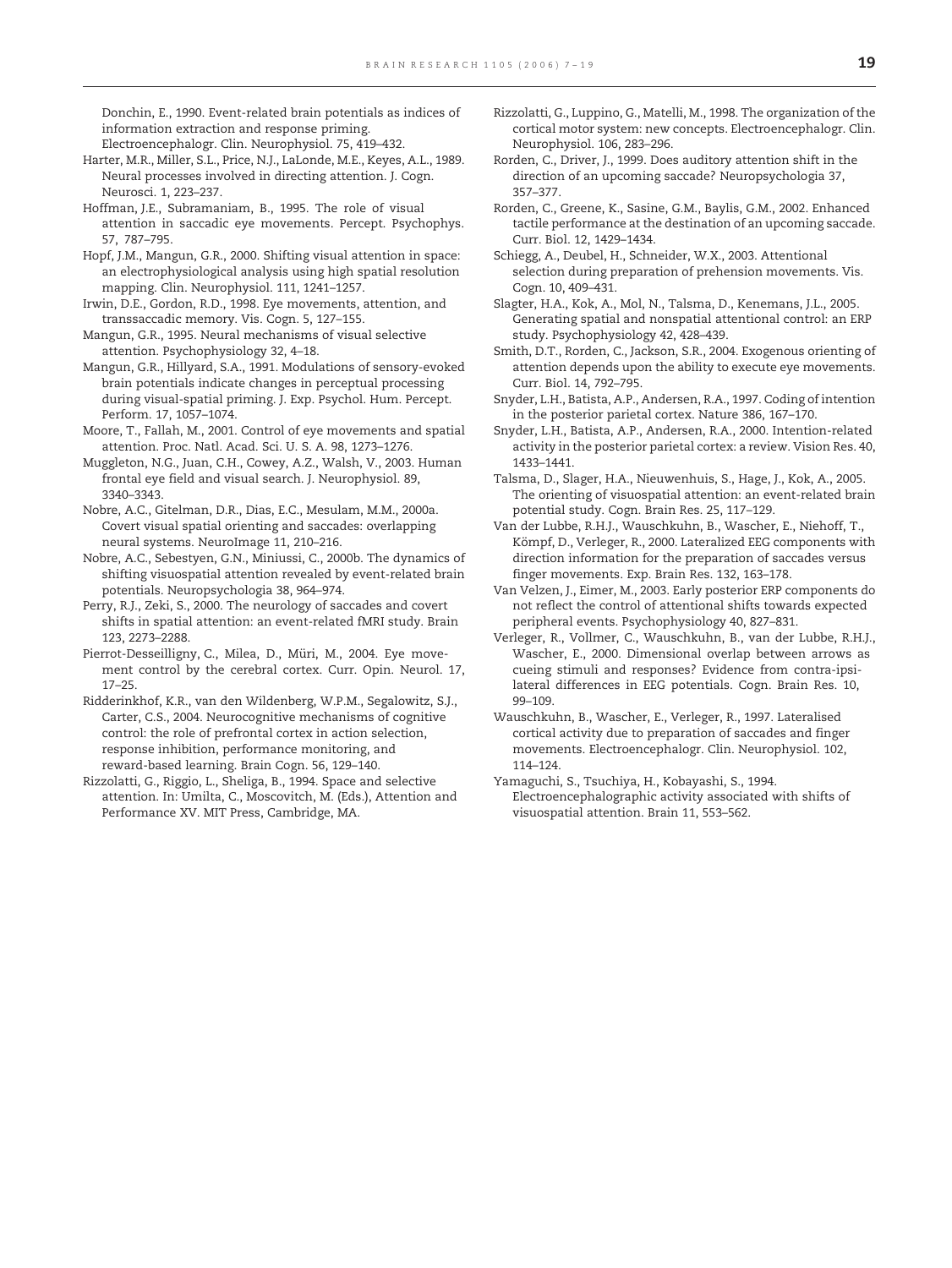Donchin, E., 1990. Event-related brain potentials as indices of information extraction and response priming. Electroencephalogr. Clin. Neurophysiol. 75, 419–432.

Harter, M.R., Miller, S.L., Price, N.J., LaLonde, M.E., Keyes, A.L., 1989. Neural processes involved in directing attention. J. Cogn. Neurosci. 1, 223–237.

Hoffman, J.E., Subramaniam, B., 1995. The role of visual attention in saccadic eye movements. Percept. Psychophys. 57, 787–795.

Hopf, J.M., Mangun, G.R., 2000. Shifting visual attention in space: an electrophysiological analysis using high spatial resolution mapping. Clin. Neurophysiol. 111, 1241–1257.

Irwin, D.E., Gordon, R.D., 1998. Eye movements, attention, and transsaccadic memory. Vis. Cogn. 5, 127–155.

Mangun, G.R., 1995. Neural mechanisms of visual selective attention. Psychophysiology 32, 4–18.

Mangun, G.R., Hillyard, S.A., 1991. Modulations of sensory-evoked brain potentials indicate changes in perceptual processing during visual-spatial priming. J. Exp. Psychol. Hum. Percept. Perform. 17, 1057–1074.

Moore, T., Fallah, M., 2001. Control of eye movements and spatial attention. Proc. Natl. Acad. Sci. U. S. A. 98, 1273–1276.

Muggleton, N.G., Juan, C.H., Cowey, A.Z., Walsh, V., 2003. Human frontal eye field and visual search. J. Neurophysiol. 89, 3340–3343.

Nobre, A.C., Gitelman, D.R., Dias, E.C., Mesulam, M.M., 2000a. Covert visual spatial orienting and saccades: overlapping neural systems. NeuroImage 11, 210–216.

Nobre, A.C., Sebestyen, G.N., Miniussi, C., 2000b. The dynamics of shifting visuospatial attention revealed by event-related brain potentials. Neuropsychologia 38, 964–974.

Perry, R.J., Zeki, S., 2000. The neurology of saccades and covert shifts in spatial attention: an event-related fMRI study. Brain 123, 2273–2288.

Pierrot-Desseilligny, C., Milea, D., Müri, M., 2004. Eye movement control by the cerebral cortex. Curr. Opin. Neurol. 17, 17–25.

Ridderinkhof, K.R., van den Wildenberg, W.P.M., Segalowitz, S.J., Carter, C.S., 2004. Neurocognitive mechanisms of cognitive control: the role of prefrontal cortex in action selection, response inhibition, performance monitoring, and reward-based learning. Brain Cogn. 56, 129–140.

Rizzolatti, G., Riggio, L., Sheliga, B., 1994. Space and selective attention. In: Umilta, C., Moscovitch, M. (Eds.), Attention and Performance XV. MIT Press, Cambridge, MA.

Rizzolatti, G., Luppino, G., Matelli, M., 1998. The organization of the cortical motor system: new concepts. Electroencephalogr. Clin. Neurophysiol. 106, 283–296.

Rorden, C., Driver, J., 1999. Does auditory attention shift in the direction of an upcoming saccade? Neuropsychologia 37, 357–377.

Rorden, C., Greene, K., Sasine, G.M., Baylis, G.M., 2002. Enhanced tactile performance at the destination of an upcoming saccade. Curr. Biol. 12, 1429–1434.

Schiegg, A., Deubel, H., Schneider, W.X., 2003. Attentional selection during preparation of prehension movements. Vis. Cogn. 10, 409–431.

Slagter, H.A., Kok, A., Mol, N., Talsma, D., Kenemans, J.L., 2005. Generating spatial and nonspatial attentional control: an ERP study. Psychophysiology 42, 428–439.

Smith, D.T., Rorden, C., Jackson, S.R., 2004. Exogenous orienting of attention depends upon the ability to execute eye movements. Curr. Biol. 14, 792–795.

Snyder, L.H., Batista, A.P., Andersen, R.A., 1997. Coding of intention in the posterior parietal cortex. Nature 386, 167–170.

Snyder, L.H., Batista, A.P., Andersen, R.A., 2000. Intention-related activity in the posterior parietal cortex: a review. Vision Res. 40, 1433–1441.

Talsma, D., Slager, H.A., Nieuwenhuis, S., Hage, J., Kok, A., 2005. The orienting of visuospatial attention: an event-related brain potential study. Cogn. Brain Res. 25, 117–129.

Van der Lubbe, R.H.J., Wauschkuhn, B., Wascher, E., Niehoff, T., Kömpf, D., Verleger, R., 2000. Lateralized EEG components with direction information for the preparation of saccades versus finger movements. Exp. Brain Res. 132, 163–178.

Van Velzen, J., Eimer, M., 2003. Early posterior ERP components do not reflect the control of attentional shifts towards expected peripheral events. Psychophysiology 40, 827–831.

Verleger, R., Vollmer, C., Wauschkuhn, B., van der Lubbe, R.H.J., Wascher, E., 2000. Dimensional overlap between arrows as cueing stimuli and responses? Evidence from contra-ipsilateral differences in EEG potentials. Cogn. Brain Res. 10, 99–109.

Wauschkuhn, B., Wascher, E., Verleger, R., 1997. Lateralised cortical activity due to preparation of saccades and finger movements. Electroencephalogr. Clin. Neurophysiol. 102, 114–124.

Yamaguchi, S., Tsuchiya, H., Kobayashi, S., 1994. Electroencephalographic activity associated with shifts of visuospatial attention. Brain 11, 553–562.